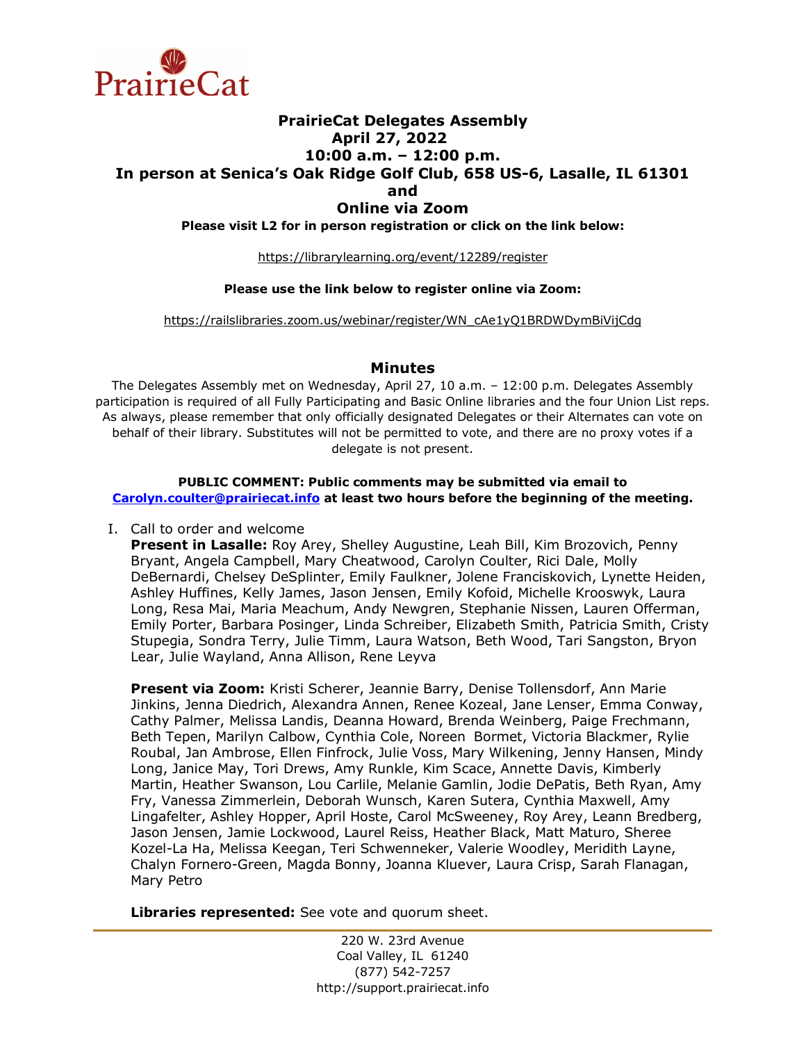# PrairieCat Delegates Assembly

**April 27, 2022**
**10:00 a.m. – 12:00 p.m.**
**In person at Senica's Oak Ridge Golf Club, 658 US-6, Lasalle, IL 61301**
**and**
**Online via Zoom**

**Please visit L2 for in person registration or click on the link below:**

https://librarylearning.org/event/12289/register

**Please use the link below to register online via Zoom:**

https://railslibraries.zoom.us/webinar/register/WN_cAe1yQ1BRDWDymBiVijCdg

## Minutes

The Delegates Assembly met on Wednesday, April 27, 10 a.m. – 12:00 p.m. Delegates Assembly participation is required of all Fully Participating and Basic Online libraries and the four Union List reps. As always, please remember that only officially designated Delegates or their Alternates can vote on behalf of their library. Substitutes will not be permitted to vote, and there are no proxy votes if a delegate is not present.

**PUBLIC COMMENT: Public comments may be submitted via email to Carolyn.coulter@prairiecat.info at least two hours before the beginning of the meeting.**

I. Call to order and welcome

**Present in Lasalle:** Roy Arey, Shelley Augustine, Leah Bill, Kim Brozovich, Penny Bryant, Angela Campbell, Mary Cheatwood, Carolyn Coulter, Rici Dale, Molly DeBernardi, Chelsey DeSplinter, Emily Faulkner, Jolene Franciskovich, Lynette Heiden, Ashley Huffines, Kelly James, Jason Jensen, Emily Kofoid, Michelle Krooswyk, Laura Long, Resa Mai, Maria Meachum, Andy Newgren, Stephanie Nissen, Lauren Offerman, Emily Porter, Barbara Posinger, Linda Schreiber, Elizabeth Smith, Patricia Smith, Cristy Stupegia, Sondra Terry, Julie Timm, Laura Watson, Beth Wood, Tari Sangston, Bryon Lear, Julie Wayland, Anna Allison, Rene Leyva

**Present via Zoom:** Kristi Scherer, Jeannie Barry, Denise Tollensdorf, Ann Marie Jinkins, Jenna Diedrich, Alexandra Annen, Renee Kozeal, Jane Lenser, Emma Conway, Cathy Palmer, Melissa Landis, Deanna Howard, Brenda Weinberg, Paige Frechmann, Beth Tepen, Marilyn Calbow, Cynthia Cole, Noreen Bormet, Victoria Blackmer, Rylie Roubal, Jan Ambrose, Ellen Finfrock, Julie Voss, Mary Wilkening, Jenny Hansen, Mindy Long, Janice May, Tori Drews, Amy Runkle, Kim Scace, Annette Davis, Kimberly Martin, Heather Swanson, Lou Carlile, Melanie Gamlin, Jodie DePatis, Beth Ryan, Amy Fry, Vanessa Zimmerlein, Deborah Wunsch, Karen Sutera, Cynthia Maxwell, Amy Lingafelter, Ashley Hopper, April Hoste, Carol McSweeney, Roy Arey, Leann Bredberg, Jason Jensen, Jamie Lockwood, Laurel Reiss, Heather Black, Matt Maturo, Sheree Kozel-La Ha, Melissa Keegan, Teri Schwenneker, Valerie Woodley, Meridith Layne, Chalyn Fornero-Green, Magda Bonny, Joanna Kluever, Laura Crisp, Sarah Flanagan, Mary Petro

**Libraries represented:** See vote and quorum sheet.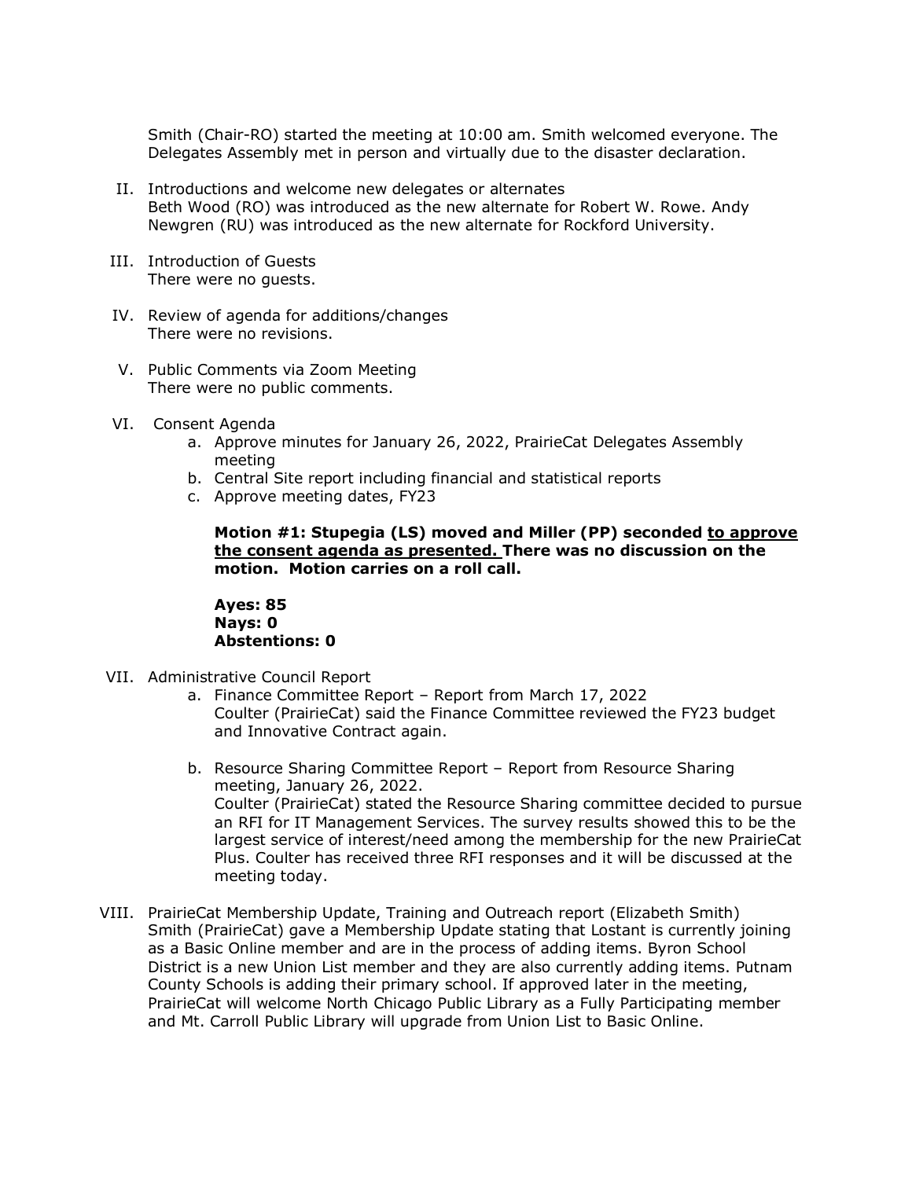Smith (Chair-RO) started the meeting at 10:00 am. Smith welcomed everyone. The Delegates Assembly met in person and virtually due to the disaster declaration.

II. Introductions and welcome new delegates or alternates
Beth Wood (RO) was introduced as the new alternate for Robert W. Rowe. Andy Newgren (RU) was introduced as the new alternate for Rockford University.

III. Introduction of Guests
There were no guests.

IV. Review of agenda for additions/changes
There were no revisions.

V. Public Comments via Zoom Meeting
There were no public comments.

VI. Consent Agenda
   a. Approve minutes for January 26, 2022, PrairieCat Delegates Assembly meeting
   b. Central Site report including financial and statistical reports
   c. Approve meeting dates, FY23

   **Motion #1: Stupegia (LS) moved and Miller (PP) seconded <u>to approve the consent agenda as presented.</u> There was no discussion on the motion. Motion carries on a roll call.**

   **Ayes: 85**
   **Nays: 0**
   **Abstentions: 0**

VII. Administrative Council Report
   a. Finance Committee Report – Report from March 17, 2022
   Coulter (PrairieCat) said the Finance Committee reviewed the FY23 budget and Innovative Contract again.

   b. Resource Sharing Committee Report – Report from Resource Sharing meeting, January 26, 2022.
   Coulter (PrairieCat) stated the Resource Sharing committee decided to pursue an RFI for IT Management Services. The survey results showed this to be the largest service of interest/need among the membership for the new PrairieCat Plus. Coulter has received three RFI responses and it will be discussed at the meeting today.

VIII. PrairieCat Membership Update, Training and Outreach report (Elizabeth Smith)
Smith (PrairieCat) gave a Membership Update stating that Lostant is currently joining as a Basic Online member and are in the process of adding items. Byron School District is a new Union List member and they are also currently adding items. Putnam County Schools is adding their primary school. If approved later in the meeting, PrairieCat will welcome North Chicago Public Library as a Fully Participating member and Mt. Carroll Public Library will upgrade from Union List to Basic Online.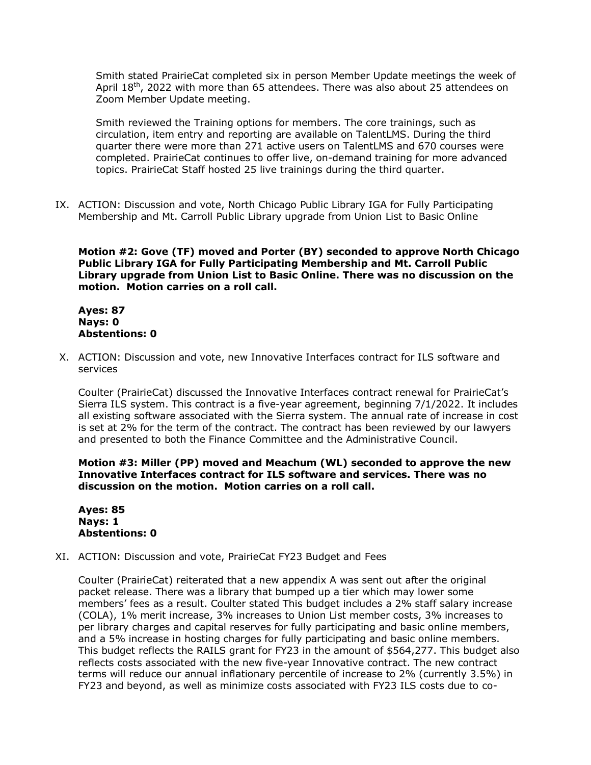Smith stated PrairieCat completed six in person Member Update meetings the week of April 18th, 2022 with more than 65 attendees. There was also about 25 attendees on Zoom Member Update meeting.

Smith reviewed the Training options for members. The core trainings, such as circulation, item entry and reporting are available on TalentLMS. During the third quarter there were more than 271 active users on TalentLMS and 670 courses were completed. PrairieCat continues to offer live, on-demand training for more advanced topics. PrairieCat Staff hosted 25 live trainings during the third quarter.

IX. ACTION: Discussion and vote, North Chicago Public Library IGA for Fully Participating Membership and Mt. Carroll Public Library upgrade from Union List to Basic Online

**Motion #2: Gove (TF) moved and Porter (BY) seconded to approve North Chicago Public Library IGA for Fully Participating Membership and Mt. Carroll Public Library upgrade from Union List to Basic Online. There was no discussion on the motion. Motion carries on a roll call.**

**Ayes: 87**
**Nays: 0**
**Abstentions: 0**

X. ACTION: Discussion and vote, new Innovative Interfaces contract for ILS software and services

Coulter (PrairieCat) discussed the Innovative Interfaces contract renewal for PrairieCat's Sierra ILS system. This contract is a five-year agreement, beginning 7/1/2022. It includes all existing software associated with the Sierra system. The annual rate of increase in cost is set at 2% for the term of the contract. The contract has been reviewed by our lawyers and presented to both the Finance Committee and the Administrative Council.

**Motion #3: Miller (PP) moved and Meachum (WL) seconded to approve the new Innovative Interfaces contract for ILS software and services. There was no discussion on the motion. Motion carries on a roll call.**

**Ayes: 85**
**Nays: 1**
**Abstentions: 0**

XI. ACTION: Discussion and vote, PrairieCat FY23 Budget and Fees

Coulter (PrairieCat) reiterated that a new appendix A was sent out after the original packet release. There was a library that bumped up a tier which may lower some members' fees as a result. Coulter stated This budget includes a 2% staff salary increase (COLA), 1% merit increase, 3% increases to Union List member costs, 3% increases to per library charges and capital reserves for fully participating and basic online members, and a 5% increase in hosting charges for fully participating and basic online members. This budget reflects the RAILS grant for FY23 in the amount of $564,277. This budget also reflects costs associated with the new five-year Innovative contract. The new contract terms will reduce our annual inflationary percentile of increase to 2% (currently 3.5%) in FY23 and beyond, as well as minimize costs associated with FY23 ILS costs due to co-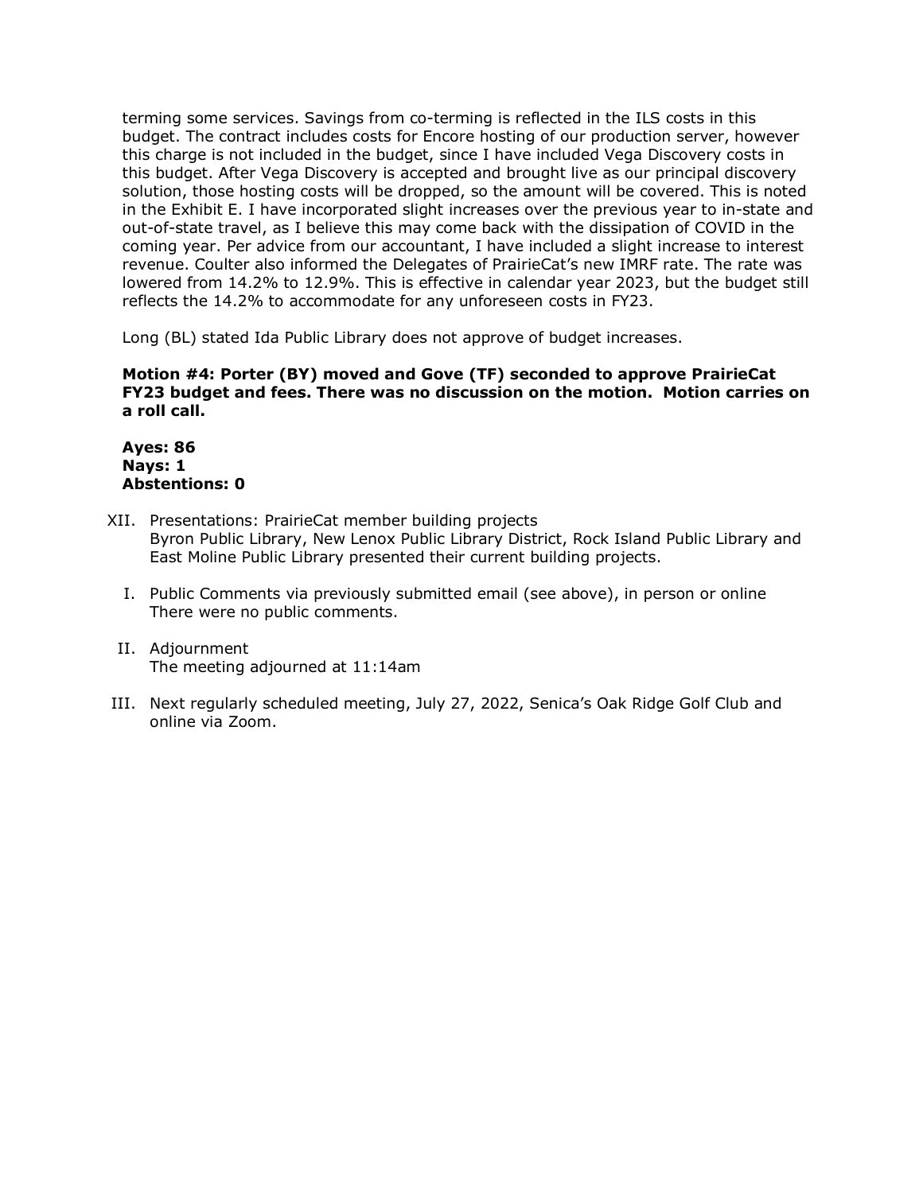terming some services. Savings from co-terming is reflected in the ILS costs in this budget. The contract includes costs for Encore hosting of our production server, however this charge is not included in the budget, since I have included Vega Discovery costs in this budget. After Vega Discovery is accepted and brought live as our principal discovery solution, those hosting costs will be dropped, so the amount will be covered. This is noted in the Exhibit E. I have incorporated slight increases over the previous year to in-state and out-of-state travel, as I believe this may come back with the dissipation of COVID in the coming year. Per advice from our accountant, I have included a slight increase to interest revenue. Coulter also informed the Delegates of PrairieCat's new IMRF rate. The rate was lowered from 14.2% to 12.9%. This is effective in calendar year 2023, but the budget still reflects the 14.2% to accommodate for any unforeseen costs in FY23.

Long (BL) stated Ida Public Library does not approve of budget increases.

**Motion #4: Porter (BY) moved and Gove (TF) seconded to approve PrairieCat FY23 budget and fees. There was no discussion on the motion. Motion carries on a roll call.**

**Ayes: 86**
**Nays: 1**
**Abstentions: 0**

XII. Presentations: PrairieCat member building projects
Byron Public Library, New Lenox Public Library District, Rock Island Public Library and East Moline Public Library presented their current building projects.

I. Public Comments via previously submitted email (see above), in person or online
There were no public comments.

II. Adjournment
The meeting adjourned at 11:14am

III. Next regularly scheduled meeting, July 27, 2022, Senica's Oak Ridge Golf Club and online via Zoom.